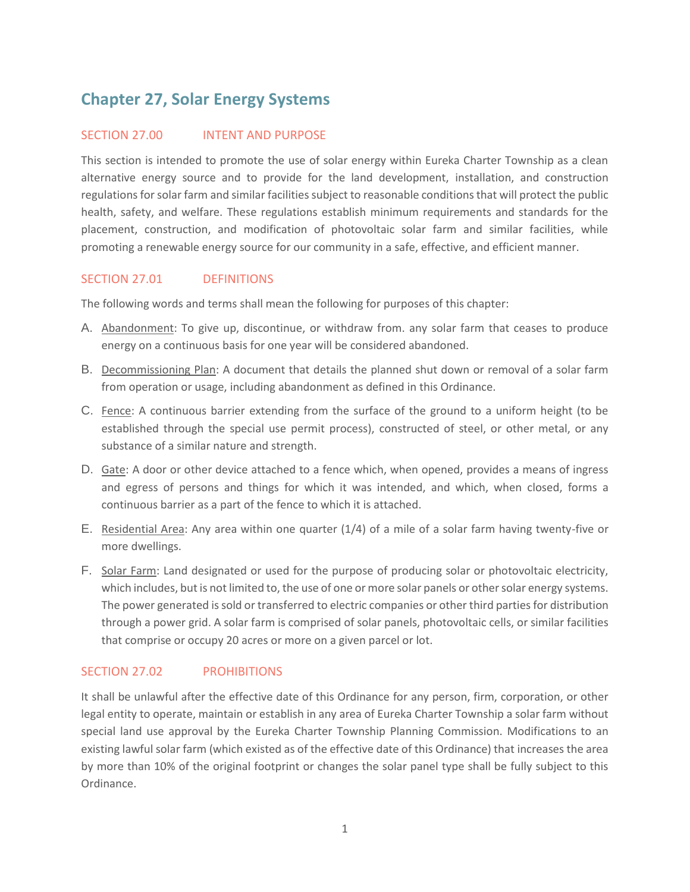# Chapter 27, Solar Energy Systems

## SECTION 27.00 INTENT AND PURPOSE

This section is intended to promote the use of solar energy within Eureka Charter Township as a clean alternative energy source and to provide for the land development, installation, and construction regulations for solar farm and similar facilities subject to reasonable conditions that will protect the public health, safety, and welfare. These regulations establish minimum requirements and standards for the placement, construction, and modification of photovoltaic solar farm and similar facilities, while promoting a renewable energy source for our community in a safe, effective, and efficient manner.

## SECTION 27.01 DEFINITIONS

The following words and terms shall mean the following for purposes of this chapter:

A. Abandonment: To give up, discontinue, or withdraw from. any solar farm that ceases to produce energy on a continuous basis for one year will be considered abandoned.

B. Decommissioning Plan: A document that details the planned shut down or removal of a solar farm from operation or usage, including abandonment as defined in this Ordinance.

C. Fence: A continuous barrier extending from the surface of the ground to a uniform height (to be established through the special use permit process), constructed of steel, or other metal, or any substance of a similar nature and strength.

D. Gate: A door or other device attached to a fence which, when opened, provides a means of ingress and egress of persons and things for which it was intended, and which, when closed, forms a continuous barrier as a part of the fence to which it is attached.

E. Residential Area: Any area within one quarter (1/4) of a mile of a solar farm having twenty-five or more dwellings.

F. Solar Farm: Land designated or used for the purpose of producing solar or photovoltaic electricity, which includes, but is not limited to, the use of one or more solar panels or other solar energy systems. The power generated is sold or transferred to electric companies or other third parties for distribution through a power grid. A solar farm is comprised of solar panels, photovoltaic cells, or similar facilities that comprise or occupy 20 acres or more on a given parcel or lot.

## SECTION 27.02 PROHIBITIONS

It shall be unlawful after the effective date of this Ordinance for any person, firm, corporation, or other legal entity to operate, maintain or establish in any area of Eureka Charter Township a solar farm without special land use approval by the Eureka Charter Township Planning Commission. Modifications to an existing lawful solar farm (which existed as of the effective date of this Ordinance) that increases the area by more than 10% of the original footprint or changes the solar panel type shall be fully subject to this Ordinance.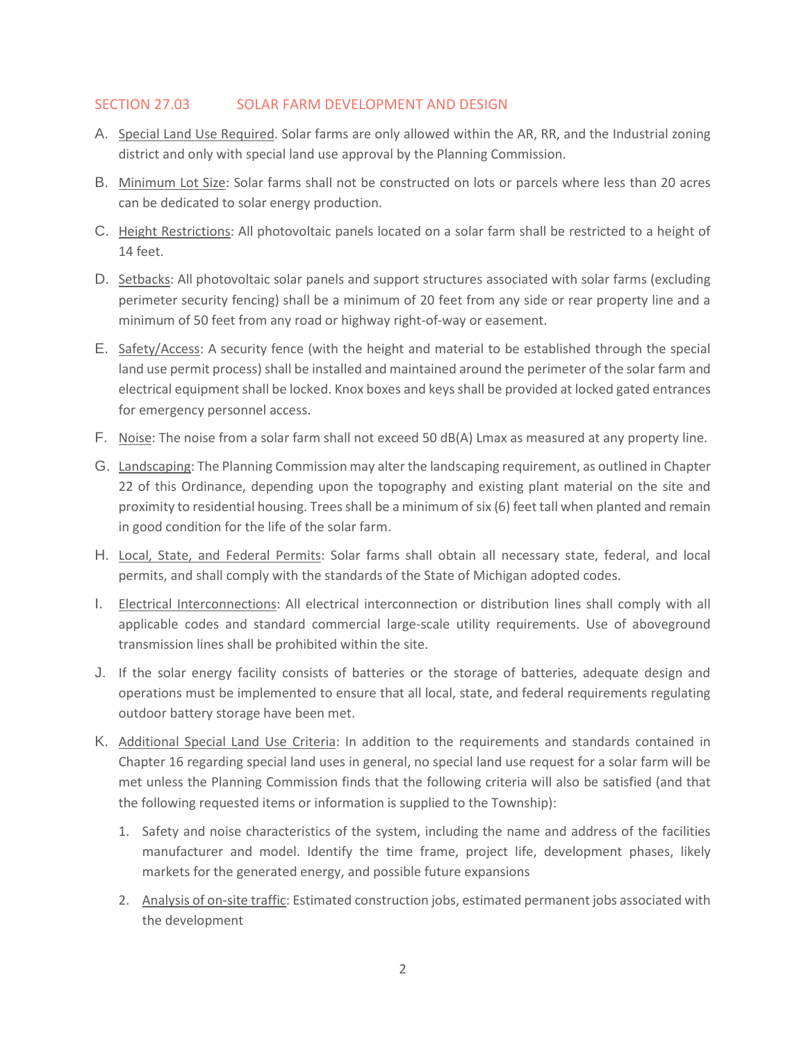## SECTION 27.03 SOLAR FARM DEVELOPMENT AND DESIGN

A. Special Land Use Required. Solar farms are only allowed within the AR, RR, and the Industrial zoning district and only with special land use approval by the Planning Commission.

B. Minimum Lot Size: Solar farms shall not be constructed on lots or parcels where less than 20 acres can be dedicated to solar energy production.

C. Height Restrictions: All photovoltaic panels located on a solar farm shall be restricted to a height of 14 feet.

D. Setbacks: All photovoltaic solar panels and support structures associated with solar farms (excluding perimeter security fencing) shall be a minimum of 20 feet from any side or rear property line and a minimum of 50 feet from any road or highway right-of-way or easement.

E. Safety/Access: A security fence (with the height and material to be established through the special land use permit process) shall be installed and maintained around the perimeter of the solar farm and electrical equipment shall be locked. Knox boxes and keys shall be provided at locked gated entrances for emergency personnel access.

F. Noise: The noise from a solar farm shall not exceed 50 dB(A) Lmax as measured at any property line.

G. Landscaping: The Planning Commission may alter the landscaping requirement, as outlined in Chapter 22 of this Ordinance, depending upon the topography and existing plant material on the site and proximity to residential housing. Trees shall be a minimum of six (6) feet tall when planted and remain in good condition for the life of the solar farm.

H. Local, State, and Federal Permits: Solar farms shall obtain all necessary state, federal, and local permits, and shall comply with the standards of the State of Michigan adopted codes.

I. Electrical Interconnections: All electrical interconnection or distribution lines shall comply with all applicable codes and standard commercial large-scale utility requirements. Use of aboveground transmission lines shall be prohibited within the site.

J. If the solar energy facility consists of batteries or the storage of batteries, adequate design and operations must be implemented to ensure that all local, state, and federal requirements regulating outdoor battery storage have been met.

K. Additional Special Land Use Criteria: In addition to the requirements and standards contained in Chapter 16 regarding special land uses in general, no special land use request for a solar farm will be met unless the Planning Commission finds that the following criteria will also be satisfied (and that the following requested items or information is supplied to the Township):

   1. Safety and noise characteristics of the system, including the name and address of the facilities manufacturer and model. Identify the time frame, project life, development phases, likely markets for the generated energy, and possible future expansions

   2. Analysis of on-site traffic: Estimated construction jobs, estimated permanent jobs associated with the development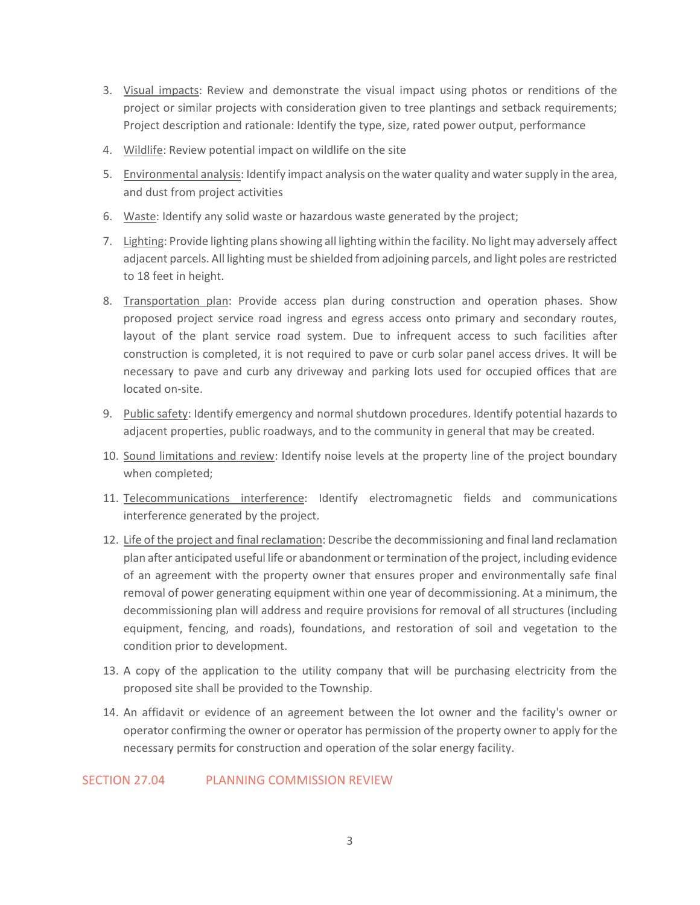3. Visual impacts: Review and demonstrate the visual impact using photos or renditions of the project or similar projects with consideration given to tree plantings and setback requirements; Project description and rationale: Identify the type, size, rated power output, performance

4. Wildlife: Review potential impact on wildlife on the site

5. Environmental analysis: Identify impact analysis on the water quality and water supply in the area, and dust from project activities

6. Waste: Identify any solid waste or hazardous waste generated by the project;

7. Lighting: Provide lighting plans showing all lighting within the facility. No light may adversely affect adjacent parcels. All lighting must be shielded from adjoining parcels, and light poles are restricted to 18 feet in height.

8. Transportation plan: Provide access plan during construction and operation phases. Show proposed project service road ingress and egress access onto primary and secondary routes, layout of the plant service road system. Due to infrequent access to such facilities after construction is completed, it is not required to pave or curb solar panel access drives. It will be necessary to pave and curb any driveway and parking lots used for occupied offices that are located on-site.

9. Public safety: Identify emergency and normal shutdown procedures. Identify potential hazards to adjacent properties, public roadways, and to the community in general that may be created.

10. Sound limitations and review: Identify noise levels at the property line of the project boundary when completed;

11. Telecommunications interference: Identify electromagnetic fields and communications interference generated by the project.

12. Life of the project and final reclamation: Describe the decommissioning and final land reclamation plan after anticipated useful life or abandonment or termination of the project, including evidence of an agreement with the property owner that ensures proper and environmentally safe final removal of power generating equipment within one year of decommissioning. At a minimum, the decommissioning plan will address and require provisions for removal of all structures (including equipment, fencing, and roads), foundations, and restoration of soil and vegetation to the condition prior to development.

13. A copy of the application to the utility company that will be purchasing electricity from the proposed site shall be provided to the Township.

14. An affidavit or evidence of an agreement between the lot owner and the facility's owner or operator confirming the owner or operator has permission of the property owner to apply for the necessary permits for construction and operation of the solar energy facility.

## SECTION 27.04 PLANNING COMMISSION REVIEW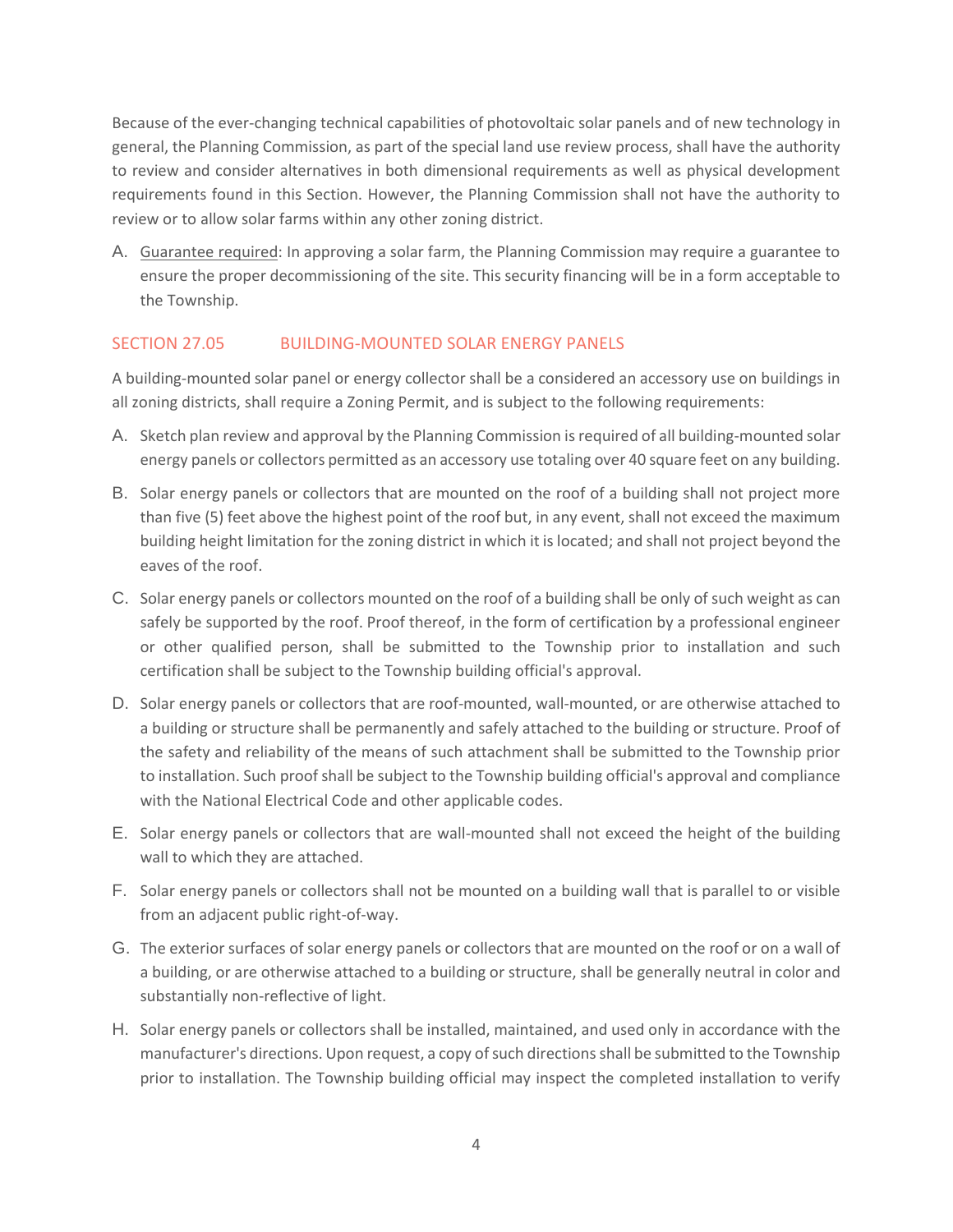Because of the ever-changing technical capabilities of photovoltaic solar panels and of new technology in general, the Planning Commission, as part of the special land use review process, shall have the authority to review and consider alternatives in both dimensional requirements as well as physical development requirements found in this Section. However, the Planning Commission shall not have the authority to review or to allow solar farms within any other zoning district.

A. Guarantee required: In approving a solar farm, the Planning Commission may require a guarantee to ensure the proper decommissioning of the site. This security financing will be in a form acceptable to the Township.

## SECTION 27.05 BUILDING-MOUNTED SOLAR ENERGY PANELS

A building-mounted solar panel or energy collector shall be a considered an accessory use on buildings in all zoning districts, shall require a Zoning Permit, and is subject to the following requirements:

A. Sketch plan review and approval by the Planning Commission is required of all building-mounted solar energy panels or collectors permitted as an accessory use totaling over 40 square feet on any building.

B. Solar energy panels or collectors that are mounted on the roof of a building shall not project more than five (5) feet above the highest point of the roof but, in any event, shall not exceed the maximum building height limitation for the zoning district in which it is located; and shall not project beyond the eaves of the roof.

C. Solar energy panels or collectors mounted on the roof of a building shall be only of such weight as can safely be supported by the roof. Proof thereof, in the form of certification by a professional engineer or other qualified person, shall be submitted to the Township prior to installation and such certification shall be subject to the Township building official's approval.

D. Solar energy panels or collectors that are roof-mounted, wall-mounted, or are otherwise attached to a building or structure shall be permanently and safely attached to the building or structure. Proof of the safety and reliability of the means of such attachment shall be submitted to the Township prior to installation. Such proof shall be subject to the Township building official's approval and compliance with the National Electrical Code and other applicable codes.

E. Solar energy panels or collectors that are wall-mounted shall not exceed the height of the building wall to which they are attached.

F. Solar energy panels or collectors shall not be mounted on a building wall that is parallel to or visible from an adjacent public right-of-way.

G. The exterior surfaces of solar energy panels or collectors that are mounted on the roof or on a wall of a building, or are otherwise attached to a building or structure, shall be generally neutral in color and substantially non-reflective of light.

H. Solar energy panels or collectors shall be installed, maintained, and used only in accordance with the manufacturer's directions. Upon request, a copy of such directions shall be submitted to the Township prior to installation. The Township building official may inspect the completed installation to verify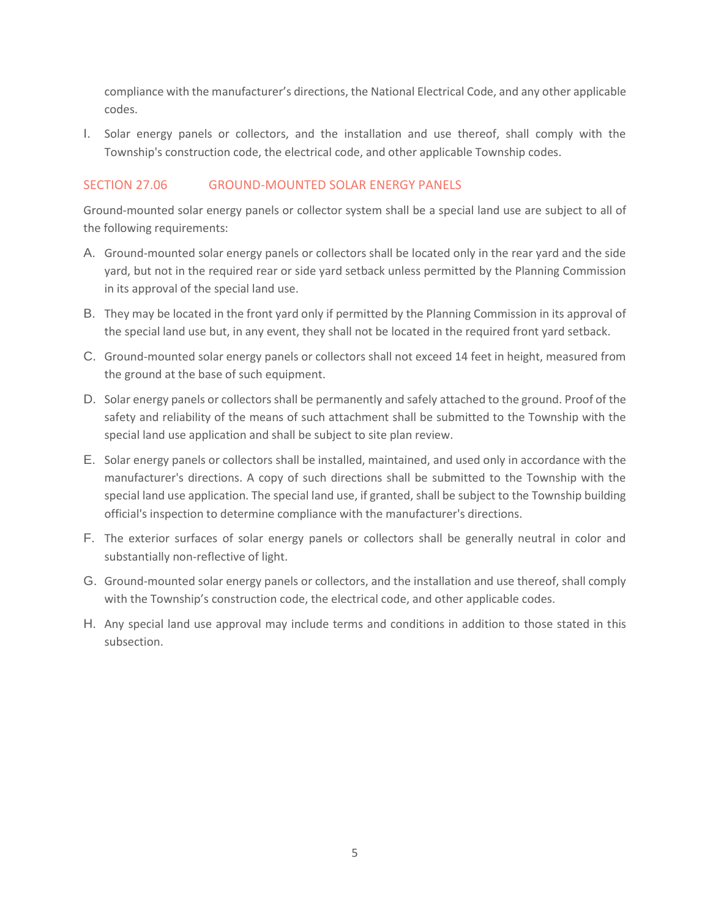compliance with the manufacturer's directions, the National Electrical Code, and any other applicable codes.

I. Solar energy panels or collectors, and the installation and use thereof, shall comply with the Township's construction code, the electrical code, and other applicable Township codes.

## SECTION 27.06 GROUND-MOUNTED SOLAR ENERGY PANELS

Ground-mounted solar energy panels or collector system shall be a special land use are subject to all of the following requirements:

A. Ground-mounted solar energy panels or collectors shall be located only in the rear yard and the side yard, but not in the required rear or side yard setback unless permitted by the Planning Commission in its approval of the special land use.

B. They may be located in the front yard only if permitted by the Planning Commission in its approval of the special land use but, in any event, they shall not be located in the required front yard setback.

C. Ground-mounted solar energy panels or collectors shall not exceed 14 feet in height, measured from the ground at the base of such equipment.

D. Solar energy panels or collectors shall be permanently and safely attached to the ground. Proof of the safety and reliability of the means of such attachment shall be submitted to the Township with the special land use application and shall be subject to site plan review.

E. Solar energy panels or collectors shall be installed, maintained, and used only in accordance with the manufacturer's directions. A copy of such directions shall be submitted to the Township with the special land use application. The special land use, if granted, shall be subject to the Township building official's inspection to determine compliance with the manufacturer's directions.

F. The exterior surfaces of solar energy panels or collectors shall be generally neutral in color and substantially non-reflective of light.

G. Ground-mounted solar energy panels or collectors, and the installation and use thereof, shall comply with the Township's construction code, the electrical code, and other applicable codes.

H. Any special land use approval may include terms and conditions in addition to those stated in this subsection.